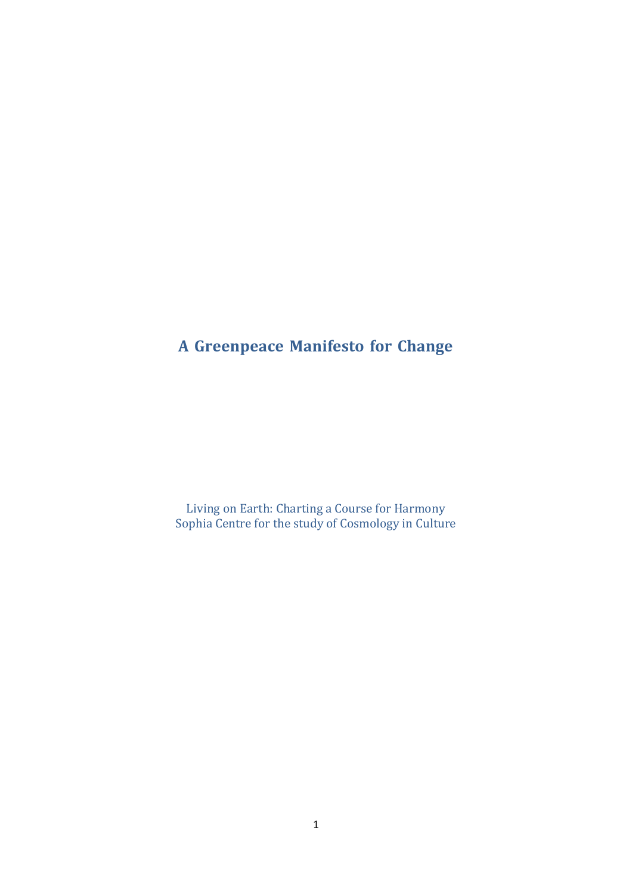# A Greenpeace Manifesto for Change

Living on Earth: Charting a Course for Harmony
Sophia Centre for the study of Cosmology in Culture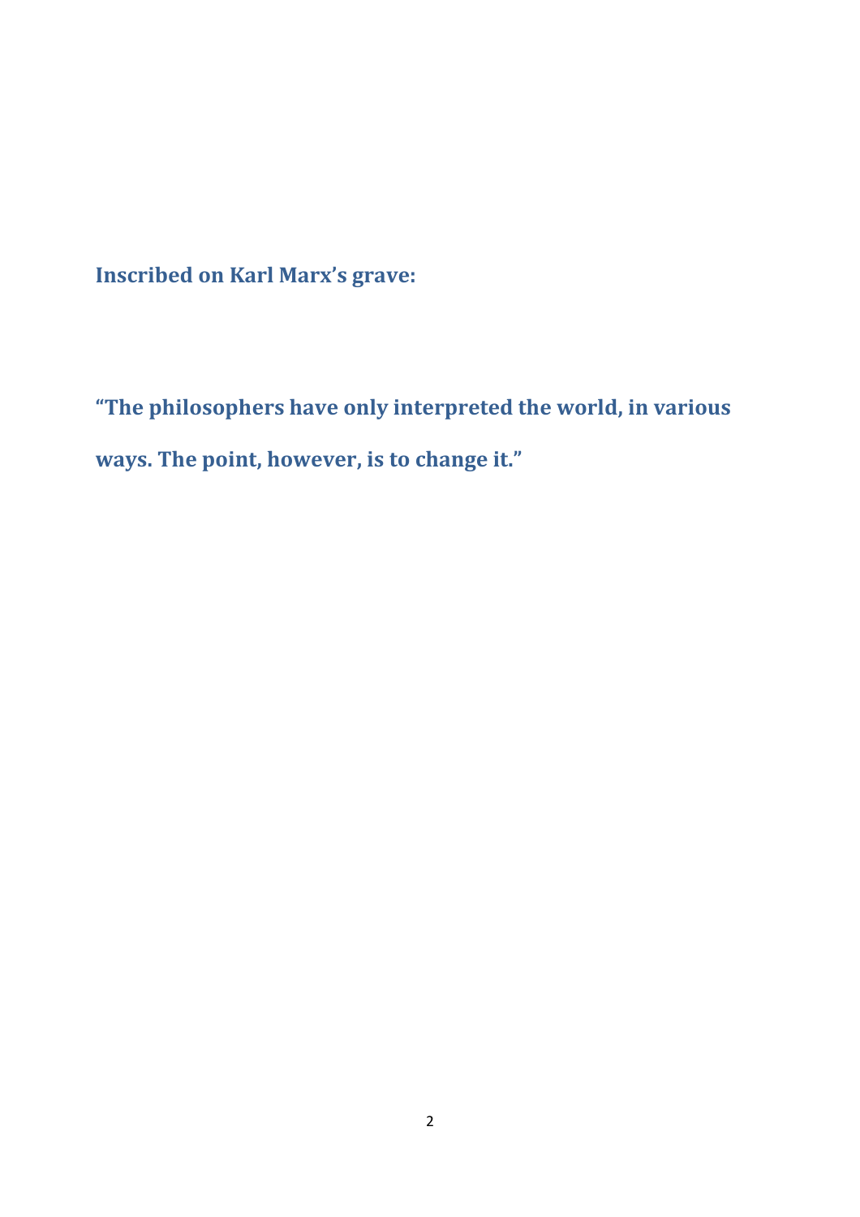**Inscribed on Karl Marx's grave:**

**"The philosophers have only interpreted the world, in various ways. The point, however, is to change it."**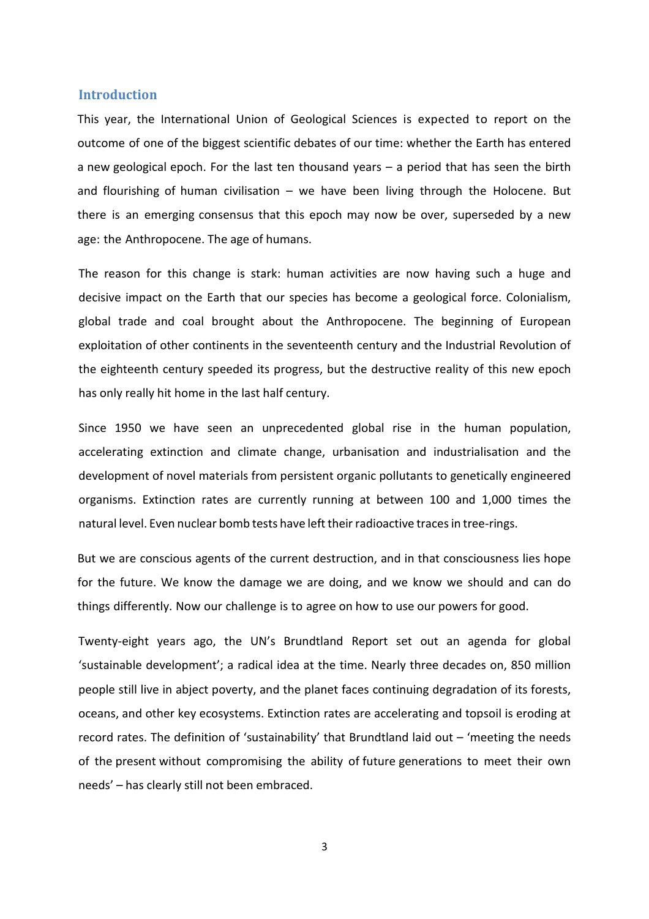## Introduction

This year, the International Union of Geological Sciences is expected to report on the outcome of one of the biggest scientific debates of our time: whether the Earth has entered a new geological epoch. For the last ten thousand years – a period that has seen the birth and flourishing of human civilisation – we have been living through the Holocene. But there is an emerging consensus that this epoch may now be over, superseded by a new age: the Anthropocene. The age of humans.

The reason for this change is stark: human activities are now having such a huge and decisive impact on the Earth that our species has become a geological force. Colonialism, global trade and coal brought about the Anthropocene. The beginning of European exploitation of other continents in the seventeenth century and the Industrial Revolution of the eighteenth century speeded its progress, but the destructive reality of this new epoch has only really hit home in the last half century.

Since 1950 we have seen an unprecedented global rise in the human population, accelerating extinction and climate change, urbanisation and industrialisation and the development of novel materials from persistent organic pollutants to genetically engineered organisms. Extinction rates are currently running at between 100 and 1,000 times the natural level. Even nuclear bomb tests have left their radioactive traces in tree-rings.

But we are conscious agents of the current destruction, and in that consciousness lies hope for the future. We know the damage we are doing, and we know we should and can do things differently. Now our challenge is to agree on how to use our powers for good.

Twenty-eight years ago, the UN's Brundtland Report set out an agenda for global 'sustainable development'; a radical idea at the time. Nearly three decades on, 850 million people still live in abject poverty, and the planet faces continuing degradation of its forests, oceans, and other key ecosystems. Extinction rates are accelerating and topsoil is eroding at record rates. The definition of 'sustainability' that Brundtland laid out – 'meeting the needs of the present without compromising the ability of future generations to meet their own needs' – has clearly still not been embraced.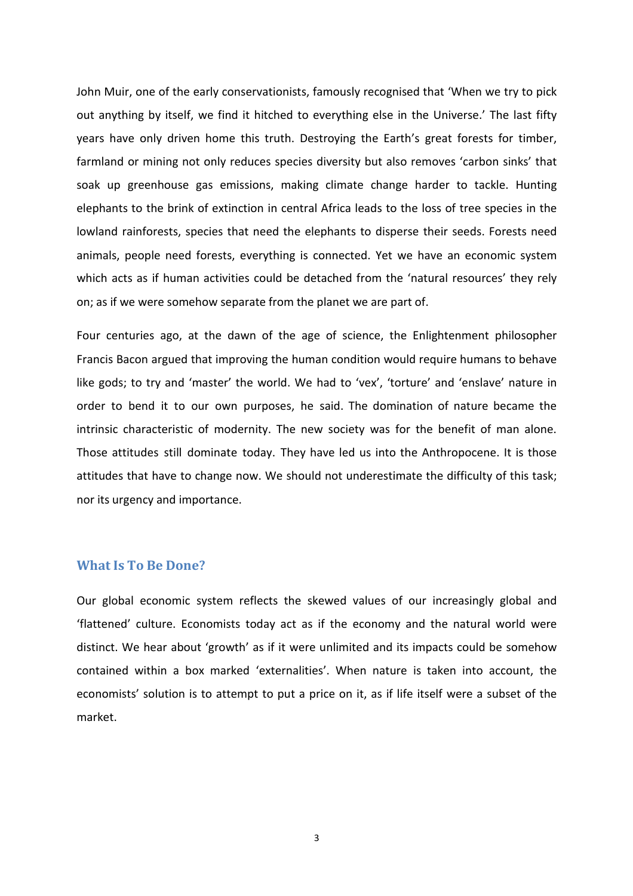John Muir, one of the early conservationists, famously recognised that 'When we try to pick out anything by itself, we find it hitched to everything else in the Universe.' The last fifty years have only driven home this truth. Destroying the Earth's great forests for timber, farmland or mining not only reduces species diversity but also removes 'carbon sinks' that soak up greenhouse gas emissions, making climate change harder to tackle. Hunting elephants to the brink of extinction in central Africa leads to the loss of tree species in the lowland rainforests, species that need the elephants to disperse their seeds. Forests need animals, people need forests, everything is connected. Yet we have an economic system which acts as if human activities could be detached from the 'natural resources' they rely on; as if we were somehow separate from the planet we are part of.

Four centuries ago, at the dawn of the age of science, the Enlightenment philosopher Francis Bacon argued that improving the human condition would require humans to behave like gods; to try and 'master' the world. We had to 'vex', 'torture' and 'enslave' nature in order to bend it to our own purposes, he said. The domination of nature became the intrinsic characteristic of modernity. The new society was for the benefit of man alone. Those attitudes still dominate today. They have led us into the Anthropocene. It is those attitudes that have to change now. We should not underestimate the difficulty of this task; nor its urgency and importance.

## What Is To Be Done?

Our global economic system reflects the skewed values of our increasingly global and 'flattened' culture. Economists today act as if the economy and the natural world were distinct. We hear about 'growth' as if it were unlimited and its impacts could be somehow contained within a box marked 'externalities'. When nature is taken into account, the economists' solution is to attempt to put a price on it, as if life itself were a subset of the market.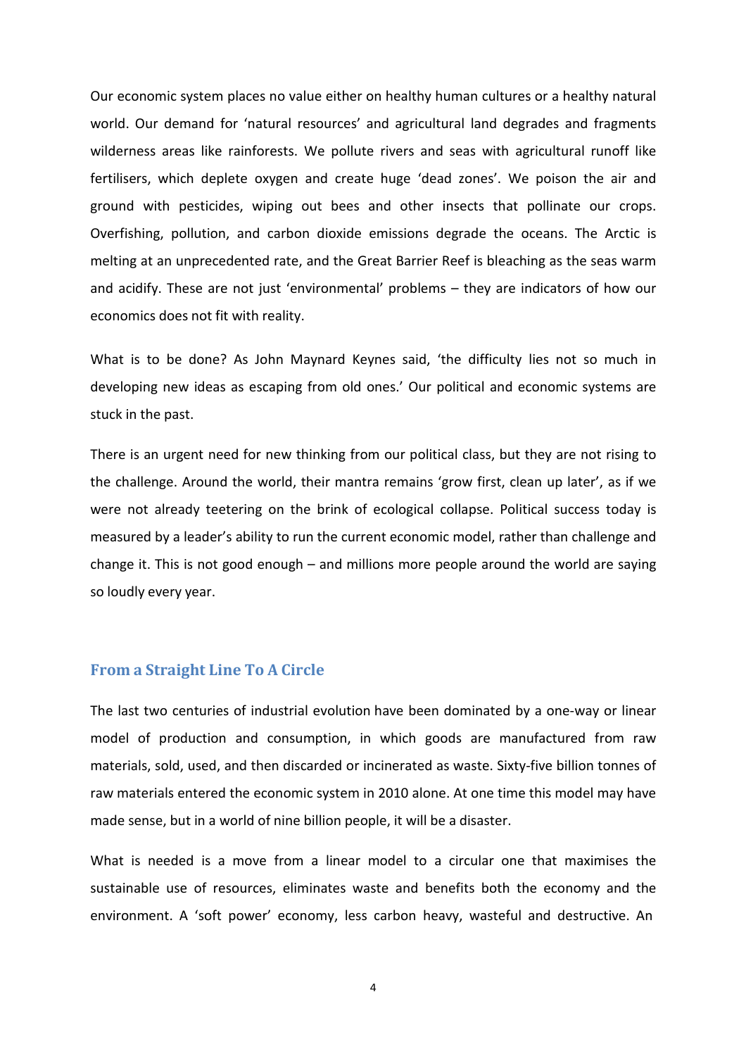Our economic system places no value either on healthy human cultures or a healthy natural world. Our demand for 'natural resources' and agricultural land degrades and fragments wilderness areas like rainforests. We pollute rivers and seas with agricultural runoff like fertilisers, which deplete oxygen and create huge 'dead zones'. We poison the air and ground with pesticides, wiping out bees and other insects that pollinate our crops. Overfishing, pollution, and carbon dioxide emissions degrade the oceans. The Arctic is melting at an unprecedented rate, and the Great Barrier Reef is bleaching as the seas warm and acidify. These are not just 'environmental' problems – they are indicators of how our economics does not fit with reality.

What is to be done? As John Maynard Keynes said, 'the difficulty lies not so much in developing new ideas as escaping from old ones.' Our political and economic systems are stuck in the past.

There is an urgent need for new thinking from our political class, but they are not rising to the challenge. Around the world, their mantra remains 'grow first, clean up later', as if we were not already teetering on the brink of ecological collapse. Political success today is measured by a leader's ability to run the current economic model, rather than challenge and change it. This is not good enough – and millions more people around the world are saying so loudly every year.

## From a Straight Line To A Circle

The last two centuries of industrial evolution have been dominated by a one-way or linear model of production and consumption, in which goods are manufactured from raw materials, sold, used, and then discarded or incinerated as waste. Sixty-five billion tonnes of raw materials entered the economic system in 2010 alone. At one time this model may have made sense, but in a world of nine billion people, it will be a disaster.

What is needed is a move from a linear model to a circular one that maximises the sustainable use of resources, eliminates waste and benefits both the economy and the environment. A 'soft power' economy, less carbon heavy, wasteful and destructive. An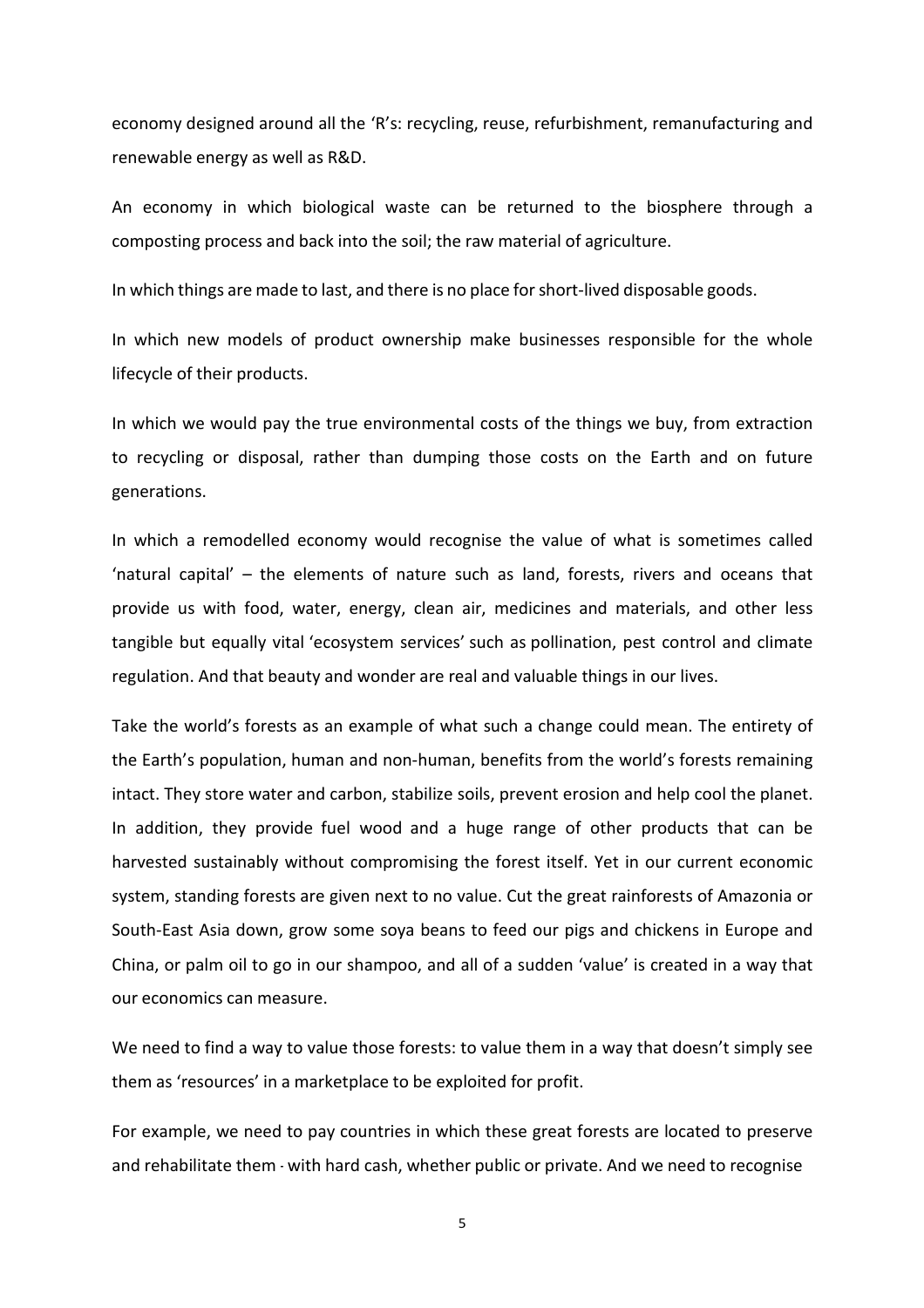economy designed around all the 'R's: recycling, reuse, refurbishment, remanufacturing and renewable energy as well as R&D.

An economy in which biological waste can be returned to the biosphere through a composting process and back into the soil; the raw material of agriculture.

In which things are made to last, and there is no place for short-lived disposable goods.

In which new models of product ownership make businesses responsible for the whole lifecycle of their products.

In which we would pay the true environmental costs of the things we buy, from extraction to recycling or disposal, rather than dumping those costs on the Earth and on future generations.

In which a remodelled economy would recognise the value of what is sometimes called 'natural capital' – the elements of nature such as land, forests, rivers and oceans that provide us with food, water, energy, clean air, medicines and materials, and other less tangible but equally vital 'ecosystem services' such as pollination, pest control and climate regulation. And that beauty and wonder are real and valuable things in our lives.

Take the world's forests as an example of what such a change could mean. The entirety of the Earth's population, human and non-human, benefits from the world's forests remaining intact. They store water and carbon, stabilize soils, prevent erosion and help cool the planet. In addition, they provide fuel wood and a huge range of other products that can be harvested sustainably without compromising the forest itself. Yet in our current economic system, standing forests are given next to no value. Cut the great rainforests of Amazonia or South-East Asia down, grow some soya beans to feed our pigs and chickens in Europe and China, or palm oil to go in our shampoo, and all of a sudden 'value' is created in a way that our economics can measure.

We need to find a way to value those forests: to value them in a way that doesn't simply see them as 'resources' in a marketplace to be exploited for profit.

For example, we need to pay countries in which these great forests are located to preserve and rehabilitate them - with hard cash, whether public or private. And we need to recognise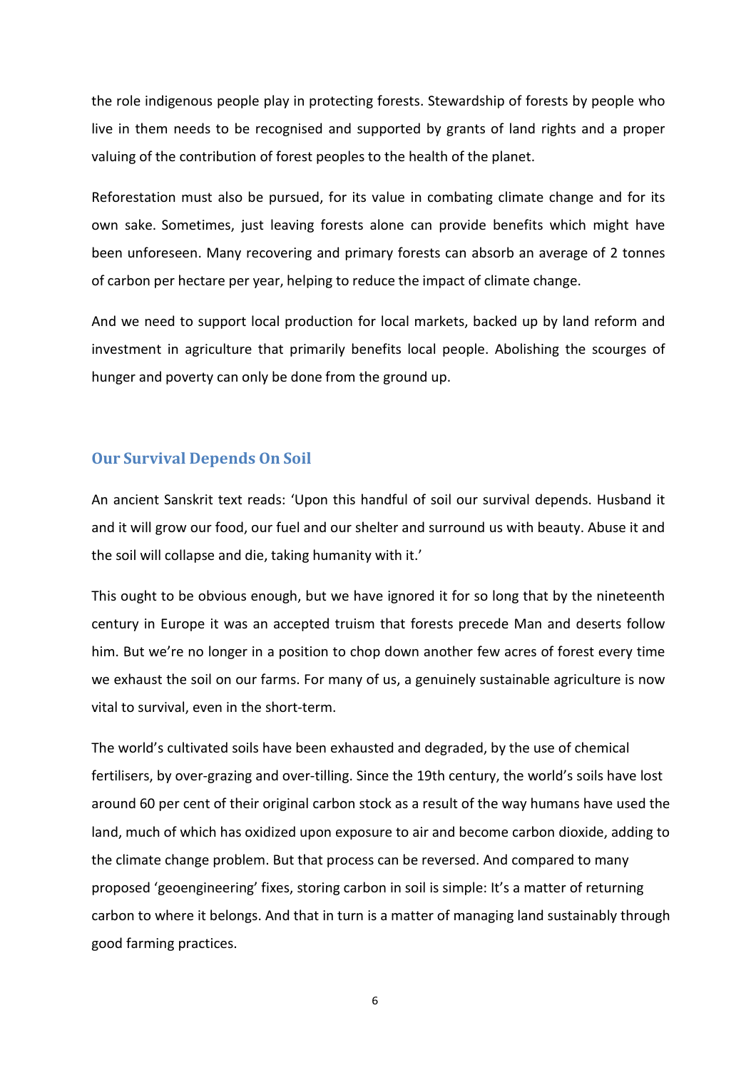the role indigenous people play in protecting forests. Stewardship of forests by people who live in them needs to be recognised and supported by grants of land rights and a proper valuing of the contribution of forest peoples to the health of the planet.

Reforestation must also be pursued, for its value in combating climate change and for its own sake. Sometimes, just leaving forests alone can provide benefits which might have been unforeseen. Many recovering and primary forests can absorb an average of 2 tonnes of carbon per hectare per year, helping to reduce the impact of climate change.

And we need to support local production for local markets, backed up by land reform and investment in agriculture that primarily benefits local people. Abolishing the scourges of hunger and poverty can only be done from the ground up.

## Our Survival Depends On Soil

An ancient Sanskrit text reads: 'Upon this handful of soil our survival depends. Husband it and it will grow our food, our fuel and our shelter and surround us with beauty. Abuse it and the soil will collapse and die, taking humanity with it.'

This ought to be obvious enough, but we have ignored it for so long that by the nineteenth century in Europe it was an accepted truism that forests precede Man and deserts follow him. But we're no longer in a position to chop down another few acres of forest every time we exhaust the soil on our farms. For many of us, a genuinely sustainable agriculture is now vital to survival, even in the short-term.

The world's cultivated soils have been exhausted and degraded, by the use of chemical fertilisers, by over-grazing and over-tilling. Since the 19th century, the world's soils have lost around 60 per cent of their original carbon stock as a result of the way humans have used the land, much of which has oxidized upon exposure to air and become carbon dioxide, adding to the climate change problem. But that process can be reversed. And compared to many proposed 'geoengineering' fixes, storing carbon in soil is simple: It's a matter of returning carbon to where it belongs. And that in turn is a matter of managing land sustainably through good farming practices.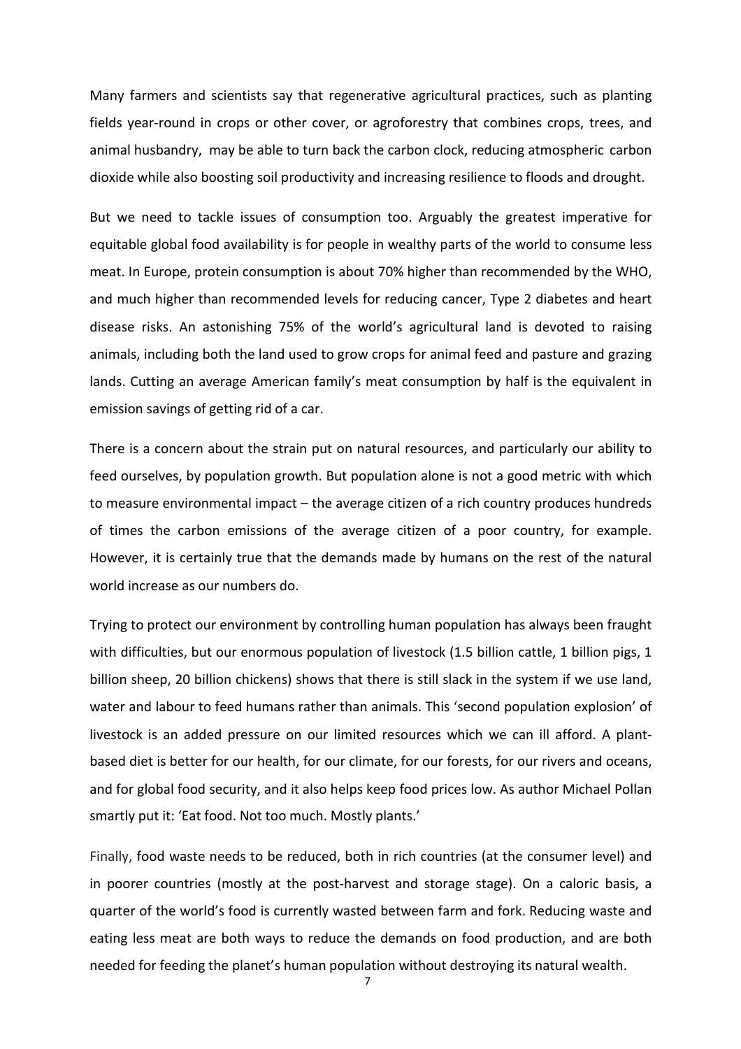Many farmers and scientists say that regenerative agricultural practices, such as planting fields year-round in crops or other cover, or agroforestry that combines crops, trees, and animal husbandry, may be able to turn back the carbon clock, reducing atmospheric carbon dioxide while also boosting soil productivity and increasing resilience to floods and drought.

But we need to tackle issues of consumption too. Arguably the greatest imperative for equitable global food availability is for people in wealthy parts of the world to consume less meat. In Europe, protein consumption is about 70% higher than recommended by the WHO, and much higher than recommended levels for reducing cancer, Type 2 diabetes and heart disease risks. An astonishing 75% of the world's agricultural land is devoted to raising animals, including both the land used to grow crops for animal feed and pasture and grazing lands. Cutting an average American family's meat consumption by half is the equivalent in emission savings of getting rid of a car.

There is a concern about the strain put on natural resources, and particularly our ability to feed ourselves, by population growth. But population alone is not a good metric with which to measure environmental impact – the average citizen of a rich country produces hundreds of times the carbon emissions of the average citizen of a poor country, for example. However, it is certainly true that the demands made by humans on the rest of the natural world increase as our numbers do.

Trying to protect our environment by controlling human population has always been fraught with difficulties, but our enormous population of livestock (1.5 billion cattle, 1 billion pigs, 1 billion sheep, 20 billion chickens) shows that there is still slack in the system if we use land, water and labour to feed humans rather than animals. This 'second population explosion' of livestock is an added pressure on our limited resources which we can ill afford. A plant-based diet is better for our health, for our climate, for our forests, for our rivers and oceans, and for global food security, and it also helps keep food prices low. As author Michael Pollan smartly put it: 'Eat food. Not too much. Mostly plants.'

Finally, food waste needs to be reduced, both in rich countries (at the consumer level) and in poorer countries (mostly at the post-harvest and storage stage). On a caloric basis, a quarter of the world's food is currently wasted between farm and fork. Reducing waste and eating less meat are both ways to reduce the demands on food production, and are both needed for feeding the planet's human population without destroying its natural wealth.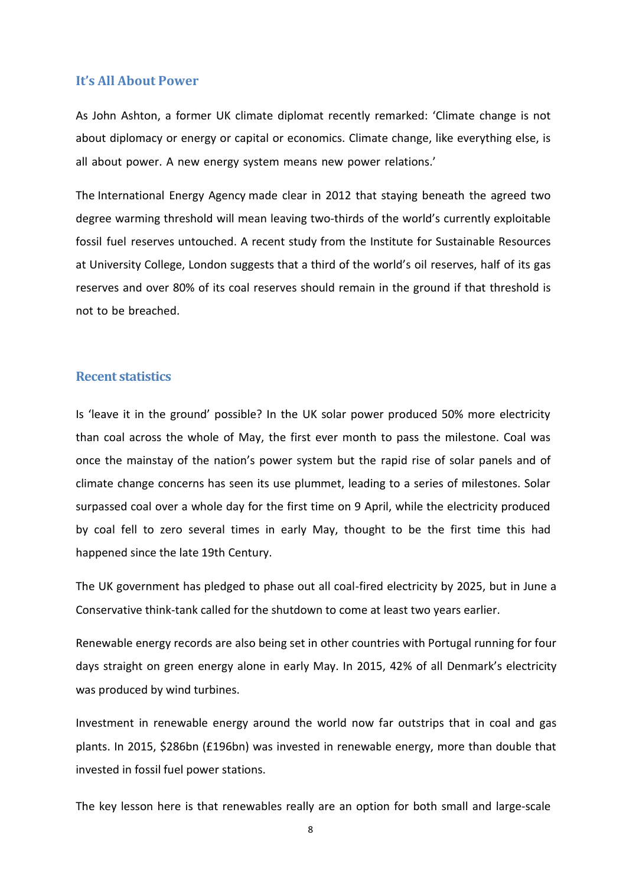## It's All About Power

As John Ashton, a former UK climate diplomat recently remarked: 'Climate change is not about diplomacy or energy or capital or economics. Climate change, like everything else, is all about power. A new energy system means new power relations.'

The International Energy Agency made clear in 2012 that staying beneath the agreed two degree warming threshold will mean leaving two-thirds of the world's currently exploitable fossil fuel reserves untouched. A recent study from the Institute for Sustainable Resources at University College, London suggests that a third of the world's oil reserves, half of its gas reserves and over 80% of its coal reserves should remain in the ground if that threshold is not to be breached.

## Recent statistics

Is 'leave it in the ground' possible? In the UK solar power produced 50% more electricity than coal across the whole of May, the first ever month to pass the milestone. Coal was once the mainstay of the nation's power system but the rapid rise of solar panels and of climate change concerns has seen its use plummet, leading to a series of milestones. Solar surpassed coal over a whole day for the first time on 9 April, while the electricity produced by coal fell to zero several times in early May, thought to be the first time this had happened since the late 19th Century.

The UK government has pledged to phase out all coal-fired electricity by 2025, but in June a Conservative think-tank called for the shutdown to come at least two years earlier.

Renewable energy records are also being set in other countries with Portugal running for four days straight on green energy alone in early May. In 2015, 42% of all Denmark's electricity was produced by wind turbines.

Investment in renewable energy around the world now far outstrips that in coal and gas plants. In 2015, $286bn (£196bn) was invested in renewable energy, more than double that invested in fossil fuel power stations.

The key lesson here is that renewables really are an option for both small and large-scale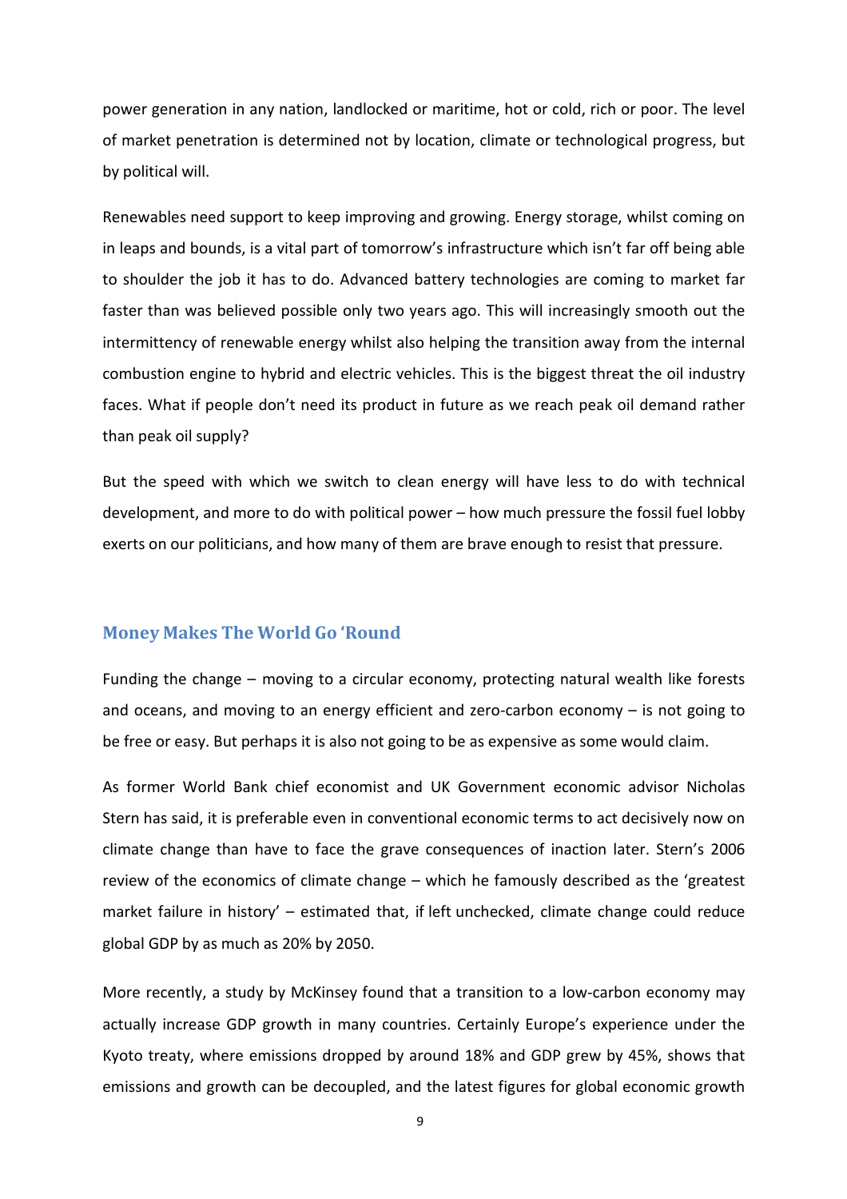power generation in any nation, landlocked or maritime, hot or cold, rich or poor. The level of market penetration is determined not by location, climate or technological progress, but by political will.

Renewables need support to keep improving and growing. Energy storage, whilst coming on in leaps and bounds, is a vital part of tomorrow's infrastructure which isn't far off being able to shoulder the job it has to do. Advanced battery technologies are coming to market far faster than was believed possible only two years ago. This will increasingly smooth out the intermittency of renewable energy whilst also helping the transition away from the internal combustion engine to hybrid and electric vehicles. This is the biggest threat the oil industry faces. What if people don't need its product in future as we reach peak oil demand rather than peak oil supply?

But the speed with which we switch to clean energy will have less to do with technical development, and more to do with political power – how much pressure the fossil fuel lobby exerts on our politicians, and how many of them are brave enough to resist that pressure.

## Money Makes The World Go 'Round

Funding the change – moving to a circular economy, protecting natural wealth like forests and oceans, and moving to an energy efficient and zero-carbon economy – is not going to be free or easy. But perhaps it is also not going to be as expensive as some would claim.

As former World Bank chief economist and UK Government economic advisor Nicholas Stern has said, it is preferable even in conventional economic terms to act decisively now on climate change than have to face the grave consequences of inaction later. Stern's 2006 review of the economics of climate change – which he famously described as the 'greatest market failure in history' – estimated that, if left unchecked, climate change could reduce global GDP by as much as 20% by 2050.

More recently, a study by McKinsey found that a transition to a low-carbon economy may actually increase GDP growth in many countries. Certainly Europe's experience under the Kyoto treaty, where emissions dropped by around 18% and GDP grew by 45%, shows that emissions and growth can be decoupled, and the latest figures for global economic growth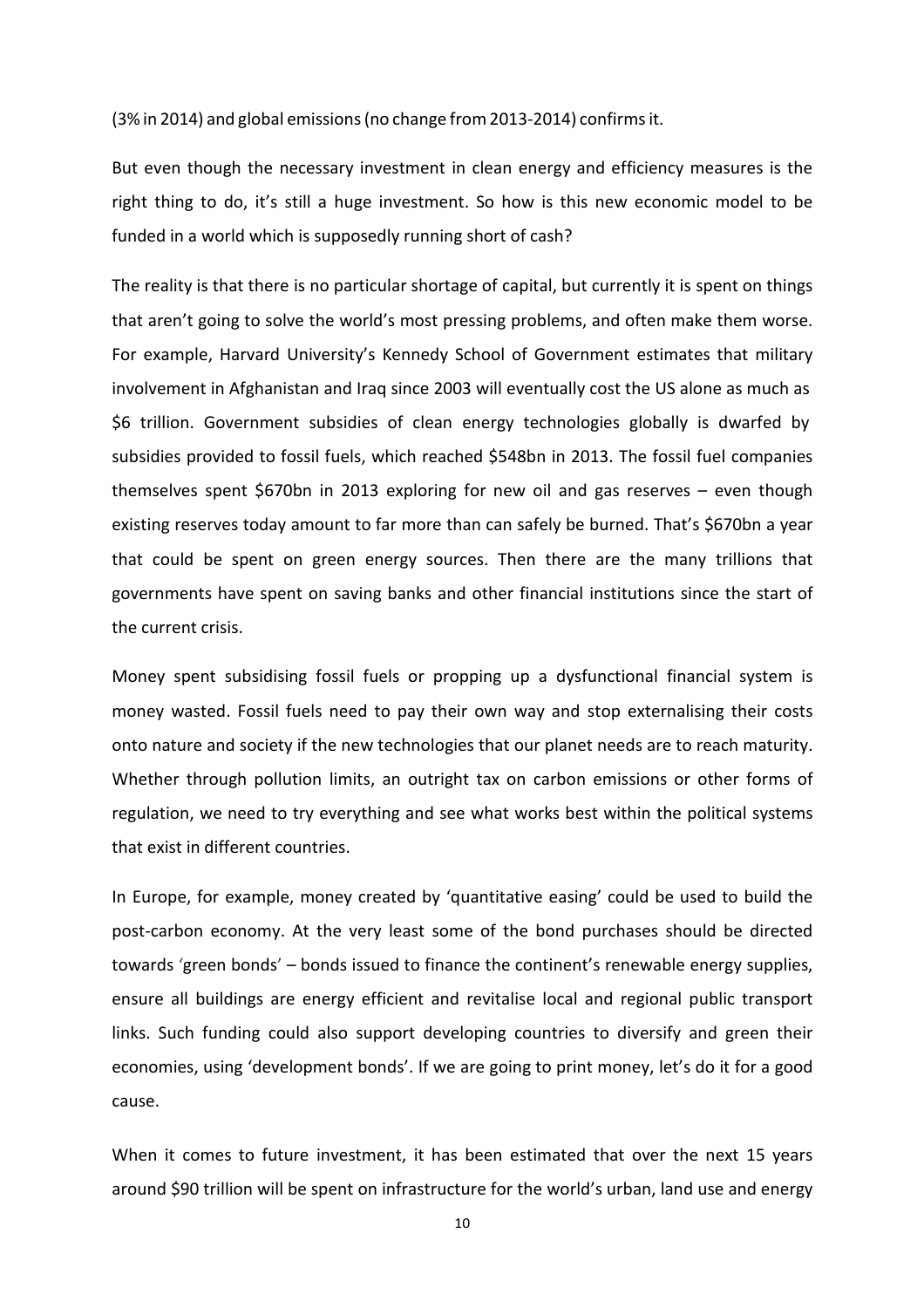(3% in 2014) and global emissions (no change from 2013-2014) confirms it.

But even though the necessary investment in clean energy and efficiency measures is the right thing to do, it's still a huge investment. So how is this new economic model to be funded in a world which is supposedly running short of cash?

The reality is that there is no particular shortage of capital, but currently it is spent on things that aren't going to solve the world's most pressing problems, and often make them worse. For example, Harvard University's Kennedy School of Government estimates that military involvement in Afghanistan and Iraq since 2003 will eventually cost the US alone as much as $6 trillion. Government subsidies of clean energy technologies globally is dwarfed by subsidies provided to fossil fuels, which reached $548bn in 2013. The fossil fuel companies themselves spent $670bn in 2013 exploring for new oil and gas reserves – even though existing reserves today amount to far more than can safely be burned. That's $670bn a year that could be spent on green energy sources. Then there are the many trillions that governments have spent on saving banks and other financial institutions since the start of the current crisis.

Money spent subsidising fossil fuels or propping up a dysfunctional financial system is money wasted. Fossil fuels need to pay their own way and stop externalising their costs onto nature and society if the new technologies that our planet needs are to reach maturity. Whether through pollution limits, an outright tax on carbon emissions or other forms of regulation, we need to try everything and see what works best within the political systems that exist in different countries.

In Europe, for example, money created by 'quantitative easing' could be used to build the post-carbon economy. At the very least some of the bond purchases should be directed towards 'green bonds' – bonds issued to finance the continent's renewable energy supplies, ensure all buildings are energy efficient and revitalise local and regional public transport links. Such funding could also support developing countries to diversify and green their economies, using 'development bonds'. If we are going to print money, let's do it for a good cause.

When it comes to future investment, it has been estimated that over the next 15 years around $90 trillion will be spent on infrastructure for the world's urban, land use and energy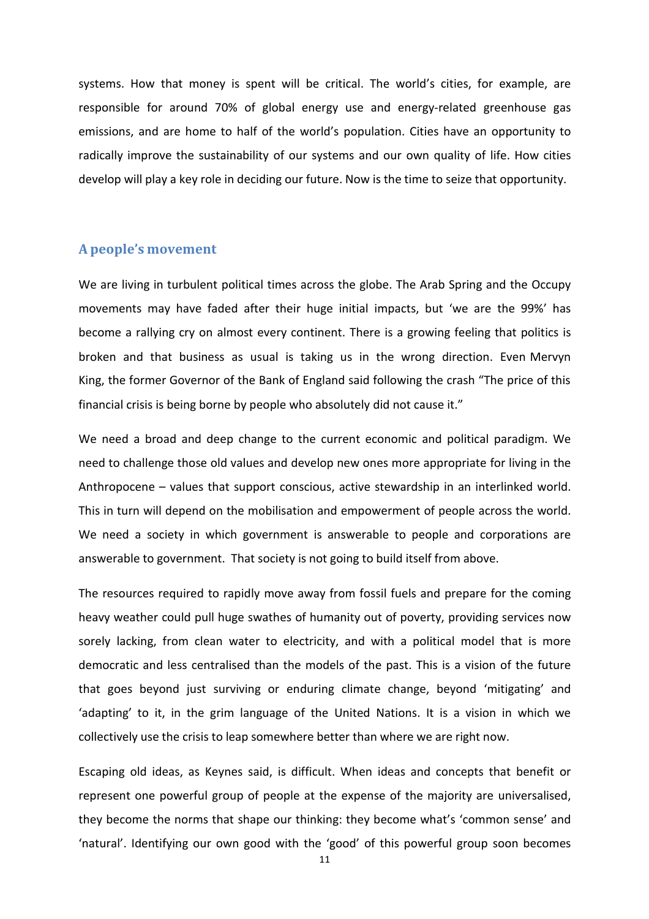systems. How that money is spent will be critical. The world's cities, for example, are responsible for around 70% of global energy use and energy-related greenhouse gas emissions, and are home to half of the world's population. Cities have an opportunity to radically improve the sustainability of our systems and our own quality of life. How cities develop will play a key role in deciding our future. Now is the time to seize that opportunity.

## A people's movement

We are living in turbulent political times across the globe. The Arab Spring and the Occupy movements may have faded after their huge initial impacts, but 'we are the 99%' has become a rallying cry on almost every continent. There is a growing feeling that politics is broken and that business as usual is taking us in the wrong direction. Even Mervyn King, the former Governor of the Bank of England said following the crash "The price of this financial crisis is being borne by people who absolutely did not cause it."

We need a broad and deep change to the current economic and political paradigm. We need to challenge those old values and develop new ones more appropriate for living in the Anthropocene – values that support conscious, active stewardship in an interlinked world. This in turn will depend on the mobilisation and empowerment of people across the world. We need a society in which government is answerable to people and corporations are answerable to government. That society is not going to build itself from above.

The resources required to rapidly move away from fossil fuels and prepare for the coming heavy weather could pull huge swathes of humanity out of poverty, providing services now sorely lacking, from clean water to electricity, and with a political model that is more democratic and less centralised than the models of the past. This is a vision of the future that goes beyond just surviving or enduring climate change, beyond 'mitigating' and 'adapting' to it, in the grim language of the United Nations. It is a vision in which we collectively use the crisis to leap somewhere better than where we are right now.

Escaping old ideas, as Keynes said, is difficult. When ideas and concepts that benefit or represent one powerful group of people at the expense of the majority are universalised, they become the norms that shape our thinking: they become what's 'common sense' and 'natural'. Identifying our own good with the 'good' of this powerful group soon becomes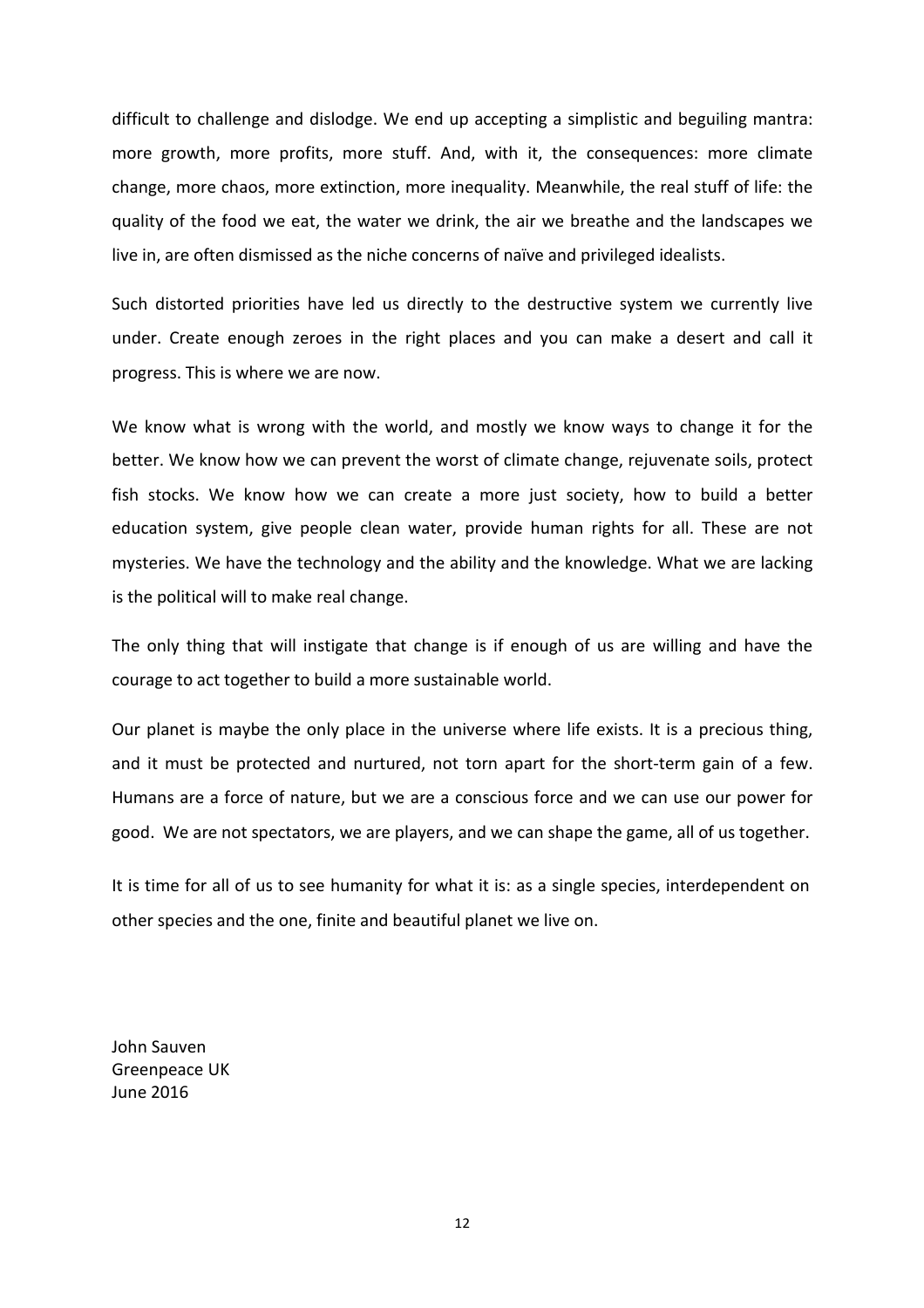difficult to challenge and dislodge. We end up accepting a simplistic and beguiling mantra: more growth, more profits, more stuff. And, with it, the consequences: more climate change, more chaos, more extinction, more inequality. Meanwhile, the real stuff of life: the quality of the food we eat, the water we drink, the air we breathe and the landscapes we live in, are often dismissed as the niche concerns of naïve and privileged idealists.

Such distorted priorities have led us directly to the destructive system we currently live under. Create enough zeroes in the right places and you can make a desert and call it progress. This is where we are now.

We know what is wrong with the world, and mostly we know ways to change it for the better. We know how we can prevent the worst of climate change, rejuvenate soils, protect fish stocks. We know how we can create a more just society, how to build a better education system, give people clean water, provide human rights for all. These are not mysteries. We have the technology and the ability and the knowledge. What we are lacking is the political will to make real change.

The only thing that will instigate that change is if enough of us are willing and have the courage to act together to build a more sustainable world.

Our planet is maybe the only place in the universe where life exists. It is a precious thing, and it must be protected and nurtured, not torn apart for the short-term gain of a few. Humans are a force of nature, but we are a conscious force and we can use our power for good. We are not spectators, we are players, and we can shape the game, all of us together.

It is time for all of us to see humanity for what it is: as a single species, interdependent on other species and the one, finite and beautiful planet we live on.

John Sauven  
Greenpeace UK  
June 2016